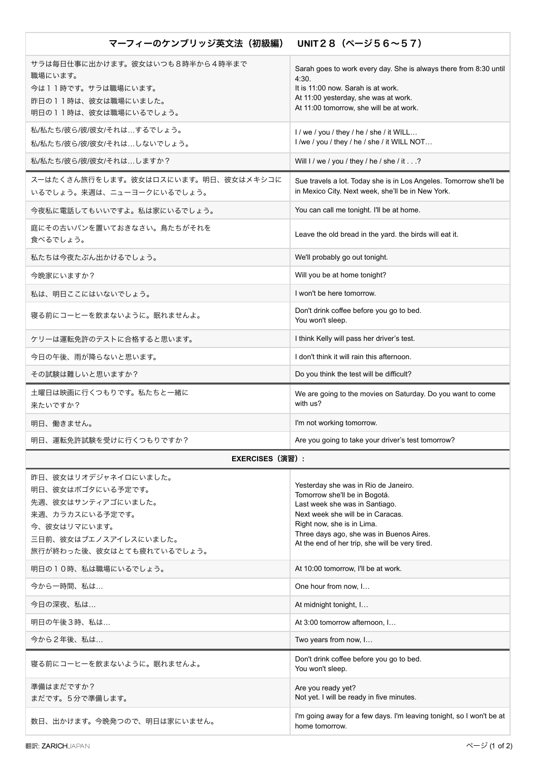| マーフィーのケンブリッジ英文法（初級編）　UNIT２８（ページ５６〜５７） | |
|---|---|
| サラは毎日仕事に出かけます。彼女はいつも８時半から４時半まで職場にいます。<br>今は１１時です。サラは職場にいます。<br>昨日の１１時は、彼女は職場にいました。<br>明日の１１時は、彼女は職場にいるでしょう。 | Sarah goes to work every day. She is always there from 8:30 until 4:30.<br>It is 11:00 now. Sarah is at work.<br>At 11:00 yesterday, she was at work.<br>At 11:00 tomorrow, she will be at work. |
| 私/私たち/彼ら/彼/彼女/それは…するでしょう。<br>私/私たち/彼ら/彼/彼女/それは…しないでしょう。 | I / we / you / they / he / she / it WILL…<br>I /we / you / they / he / she / it WILL NOT… |
| 私/私たち/彼ら/彼/彼女/それは…しますか？ | Will I / we / you / they / he / she / it . . .? |
| スーはたくさん旅行をします。彼女はロスにいます。明日、彼女はメキシコにいるでしょう。来週は、ニューヨークにいるでしょう。 | Sue travels a lot. Today she is in Los Angeles. Tomorrow she'll be in Mexico City. Next week, she'll be in New York. |
| 今夜私に電話してもいいですよ。私は家にいるでしょう。 | You can call me tonight. I'll be at home. |
| 庭にその古いパンを置いておきなさい。鳥たちがそれを食べるでしょう。 | Leave the old bread in the yard. the birds will eat it. |
| 私たちは今夜たぶん出かけるでしょう。 | We'll probably go out tonight. |
| 今晩家にいますか？ | Will you be at home tonight? |
| 私は、明日ここにはいないでしょう。 | I won't be here tomorrow. |
| 寝る前にコーヒーを飲まないように。眠れませんよ。 | Don't drink coffee before you go to bed.<br>You won't sleep. |
| ケリーは運転免許のテストに合格すると思います。 | I think Kelly will pass her driver's test. |
| 今日の午後、雨が降らないと思います。 | I don't think it will rain this afternoon. |
| その試験は難しいと思いますか？ | Do you think the test will be difficult? |
| 土曜日は映画に行くつもりです。私たちと一緒に来たいですか？ | We are going to the movies on Saturday. Do you want to come with us? |
| 明日、働きません。 | I'm not working tomorrow. |
| 明日、運転免許試験を受けに行くつもりですか？ | Are you going to take your driver's test tomorrow? |
| **EXERCISES（演習）:** | |
| 昨日、彼女はリオデジャネイロにいました。<br>明日、彼女はボゴタにいる予定です。<br>先週、彼女はサンティアゴにいました。<br>来週、カラカスにいる予定です。<br>今、彼女はリマにいます。<br>三日前、彼女はブエノスアイレスにいました。<br>旅行が終わった後、彼女はとても疲れているでしょう。 | Yesterday she was in Rio de Janeiro.<br>Tomorrow she'll be in Bogotá.<br>Last week she was in Santiago.<br>Next week she will be in Caracas.<br>Right now, she is in Lima.<br>Three days ago, she was in Buenos Aires.<br>At the end of her trip, she will be very tired. |
| 明日の１０時、私は職場にいるでしょう。 | At 10:00 tomorrow, I'll be at work. |
| 今から一時間、私は… | One hour from now, I… |
| 今日の深夜、私は… | At midnight tonight, I… |
| 明日の午後３時、私は… | At 3:00 tomorrow afternoon, I… |
| 今から２年後、私は… | Two years from now, I… |
| 寝る前にコーヒーを飲まないように。眠れませんよ。 | Don't drink coffee before you go to bed.<br>You won't sleep. |
| 準備はまだですか？<br>まだです。５分で準備します。 | Are you ready yet?<br>Not yet. I will be ready in five minutes. |
| 数日、出かけます。今晩発つので、明日は家にいません。 | I'm going away for a few days. I'm leaving tonight, so I won't be at home tomorrow. |

翻訳: ZARICHJAPAN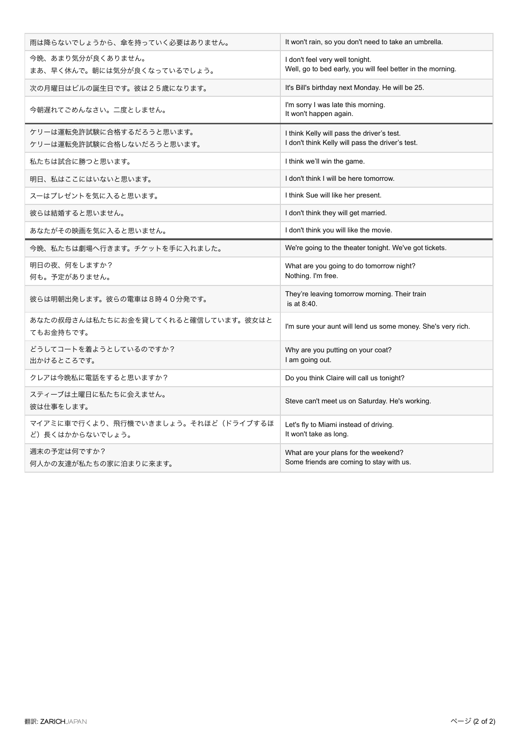| | |
|---|---|
| 雨は降らないでしょうから、傘を持っていく必要はありません。 | It won't rain, so you don't need to take an umbrella. |
| 今晩、あまり気分が良くありません。<br>まあ、早く休んで。朝には気分が良くなっているでしょう。 | I don't feel very well tonight.<br>Well, go to bed early, you will feel better in the morning. |
| 次の月曜日はビルの誕生日です。彼は２５歳になります。 | It's Bill's birthday next Monday. He will be 25. |
| 今朝遅れてごめんなさい。二度としません。 | I'm sorry I was late this morning.<br>It won't happen again. |
| ケリーは運転免許試験に合格するだろうと思います。<br>ケリーは運転免許試験に合格しないだろうと思います。 | I think Kelly will pass the driver's test.<br>I don't think Kelly will pass the driver's test. |
| 私たちは試合に勝つと思います。 | I think we'll win the game. |
| 明日、私はここにはいないと思います。 | I don't think I will be here tomorrow. |
| スーはプレゼントを気に入ると思います。 | I think Sue will like her present. |
| 彼らは結婚すると思いません。 | I don't think they will get married. |
| あなたがその映画を気に入ると思いません。 | I don't think you will like the movie. |
| 今晩、私たちは劇場へ行きます。チケットを手に入れました。 | We're going to the theater tonight. We've got tickets. |
| 明日の夜、何をしますか？<br>何も。予定がありません。 | What are you going to do tomorrow night?<br>Nothing. I'm free. |
| 彼らは明朝出発します。彼らの電車は８時４０分発です。 | They're leaving tomorrow morning. Their train is at 8:40. |
| あなたの叔母さんは私たちにお金を貸してくれると確信しています。彼女はとてもお金持ちです。 | I'm sure your aunt will lend us some money. She's very rich. |
| どうしてコートを着ようとしているのですか？<br>出かけるところです。 | Why are you putting on your coat?<br>I am going out. |
| クレアは今晩私に電話をすると思いますか？ | Do you think Claire will call us tonight? |
| スティーブは土曜日に私たちに会えません。<br>彼は仕事をします。 | Steve can't meet us on Saturday. He's working. |
| マイアミに車で行くより、飛行機でいきましょう。それほど（ドライブするほど）長くはかからないでしょう。 | Let's fly to Miami instead of driving.<br>It won't take as long. |
| 週末の予定は何ですか？<br>何人かの友達が私たちの家に泊まりに来ます。 | What are your plans for the weekend?<br>Some friends are coming to stay with us. |

翻訳: ZARICHJAPAN